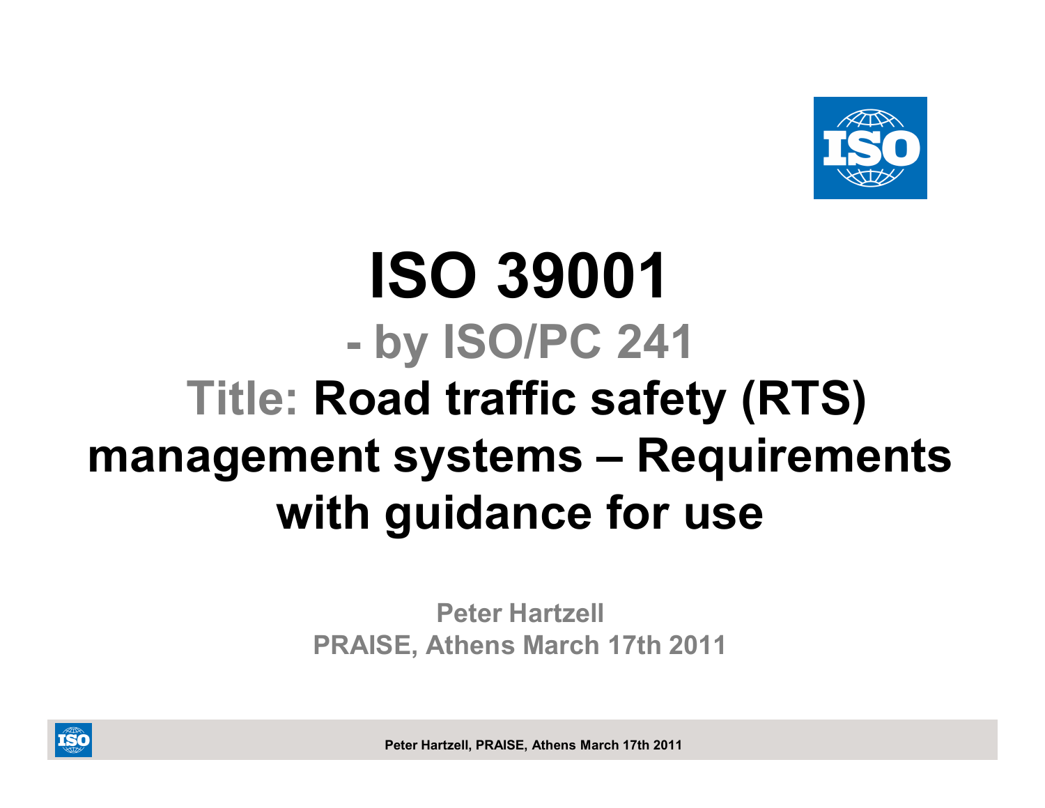# ISO 39001

## - by ISO/PC 241

## Title: Road traffic safety (RTS) management systems – Requirements with guidance for use

**Peter Hartzell**
**PRAISE, Athens March 17th 2011**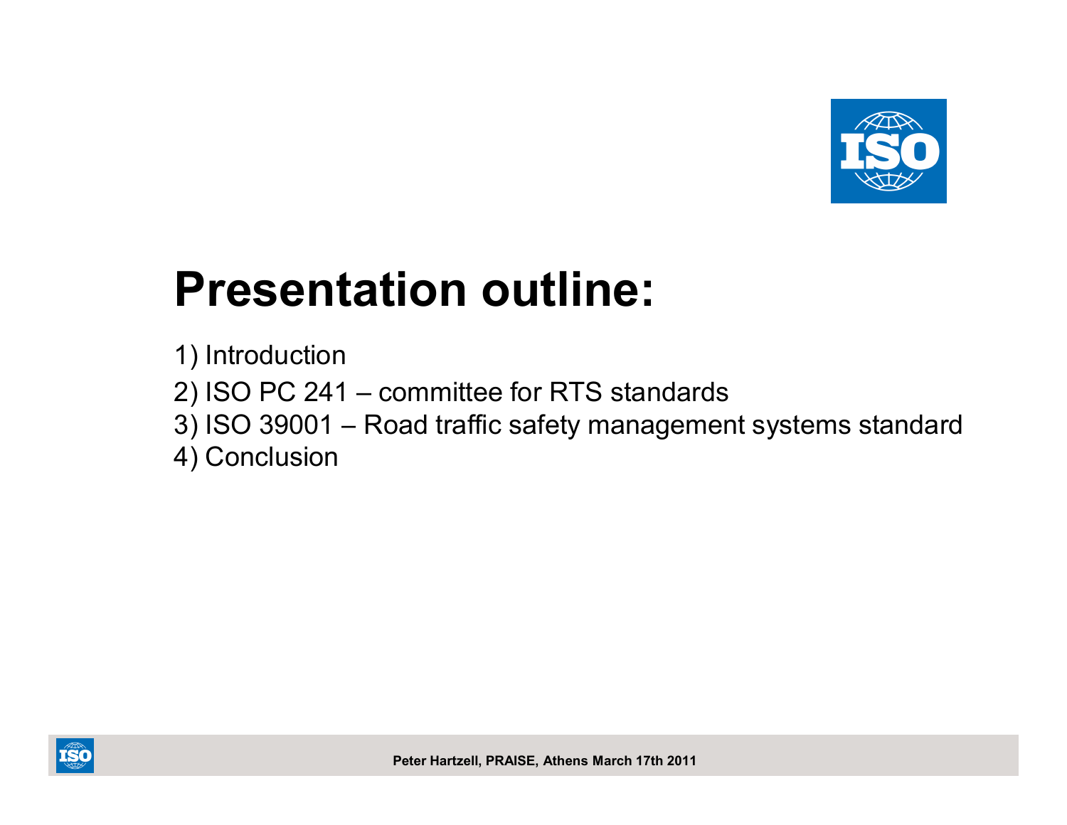# Presentation outline:

1) Introduction
2) ISO PC 241 – committee for RTS standards
3) ISO 39001 – Road traffic safety management systems standard
4) Conclusion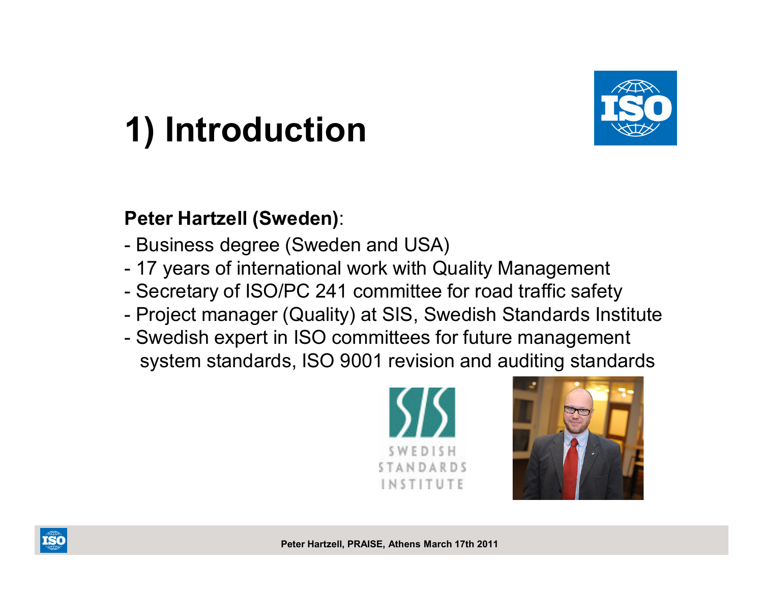# 1) Introduction

**Peter Hartzell (Sweden)**:

- Business degree (Sweden and USA)
- 17 years of international work with Quality Management
- Secretary of ISO/PC 241 committee for road traffic safety
- Project manager (Quality) at SIS, Swedish Standards Institute
- Swedish expert in ISO committees for future management system standards, ISO 9001 revision and auditing standards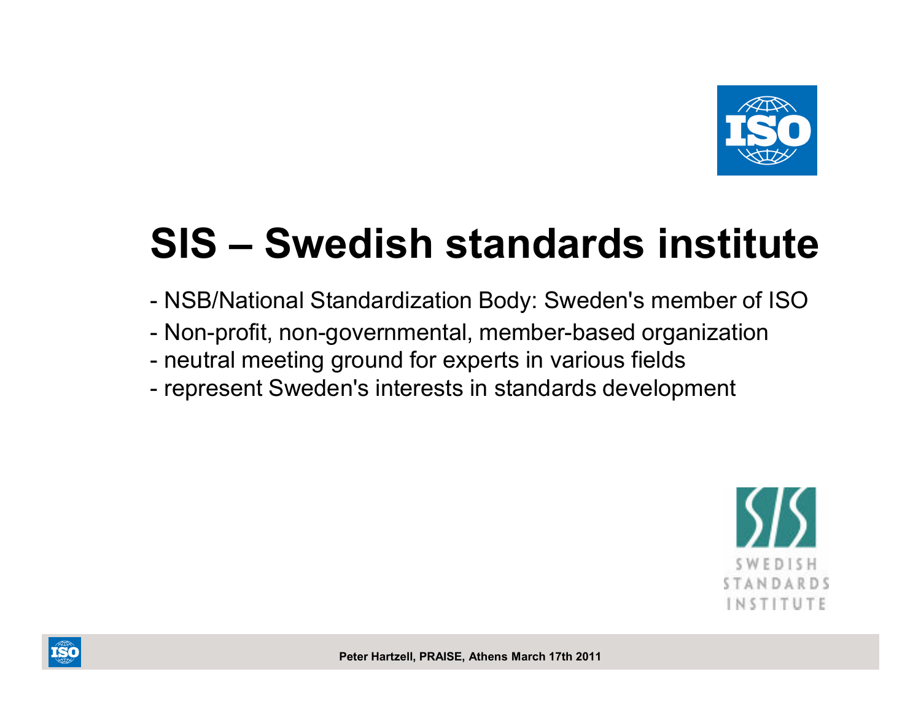# SIS – Swedish standards institute

- NSB/National Standardization Body: Sweden's member of ISO
- Non-profit, non-governmental, member-based organization
- neutral meeting ground for experts in various fields
- represent Sweden's interests in standards development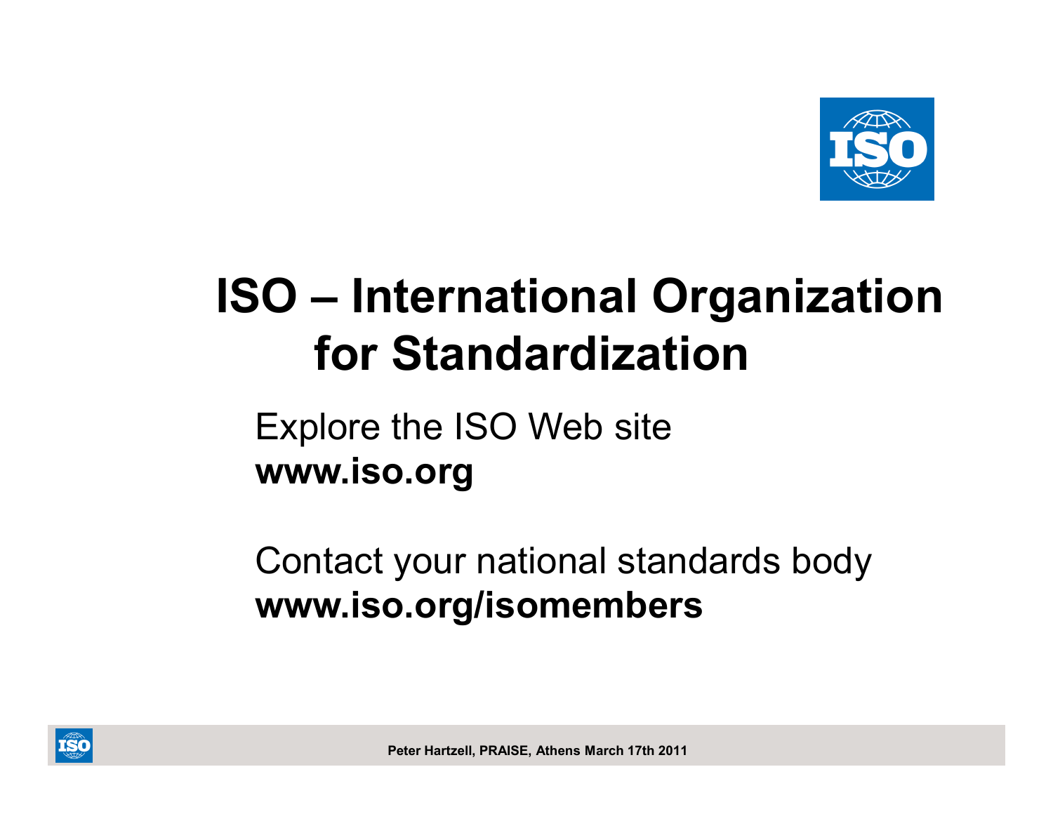# ISO – International Organization for Standardization

Explore the ISO Web site
**www.iso.org**

Contact your national standards body
**www.iso.org/isomembers**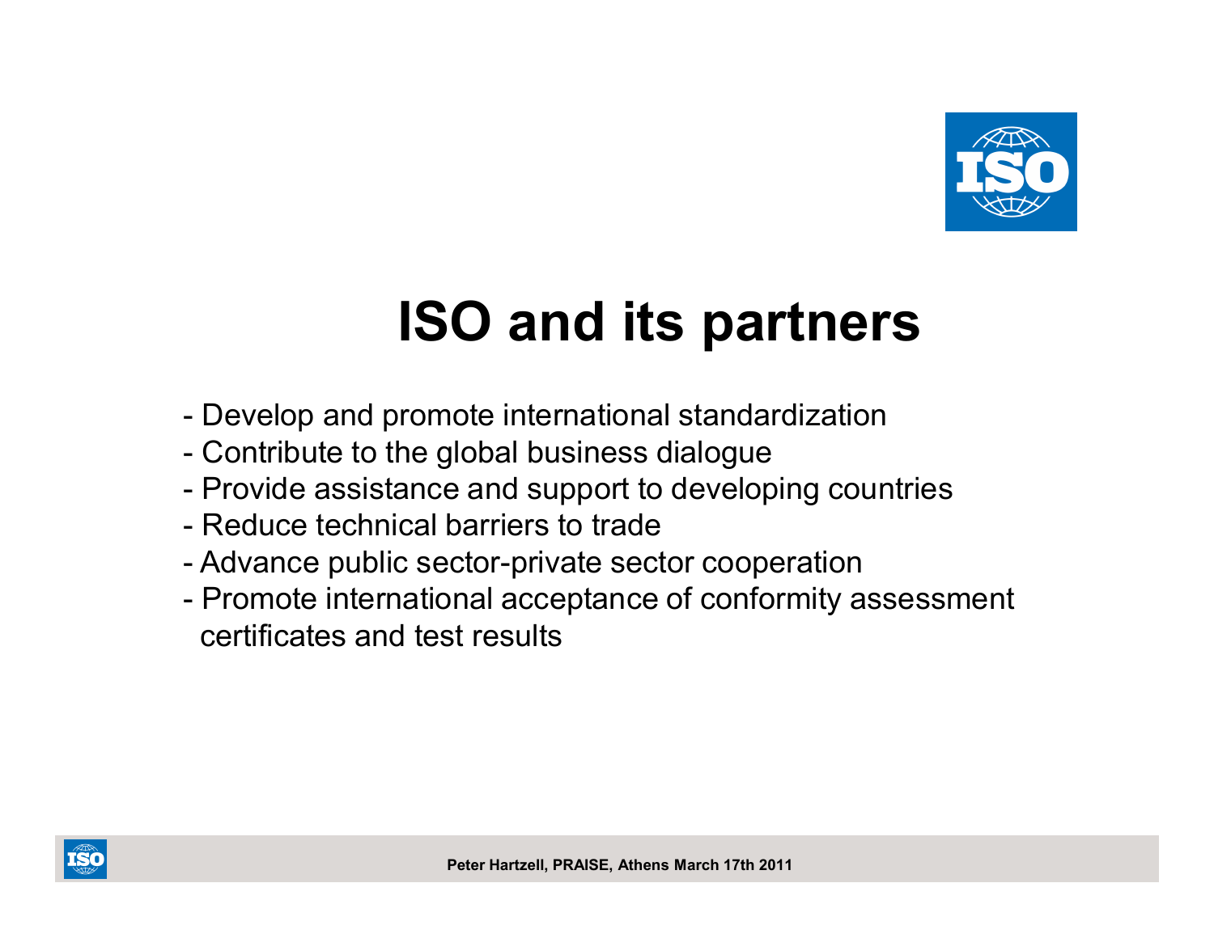# ISO and its partners

- Develop and promote international standardization
- Contribute to the global business dialogue
- Provide assistance and support to developing countries
- Reduce technical barriers to trade
- Advance public sector-private sector cooperation
- Promote international acceptance of conformity assessment certificates and test results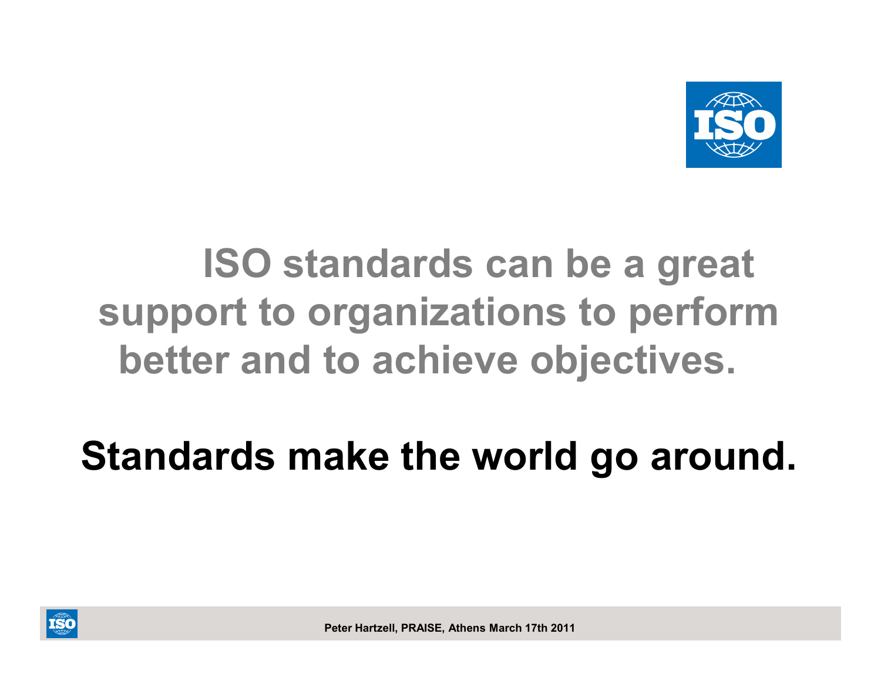**ISO standards can be a great support to organizations to perform better and to achieve objectives.**

**Standards make the world go around.**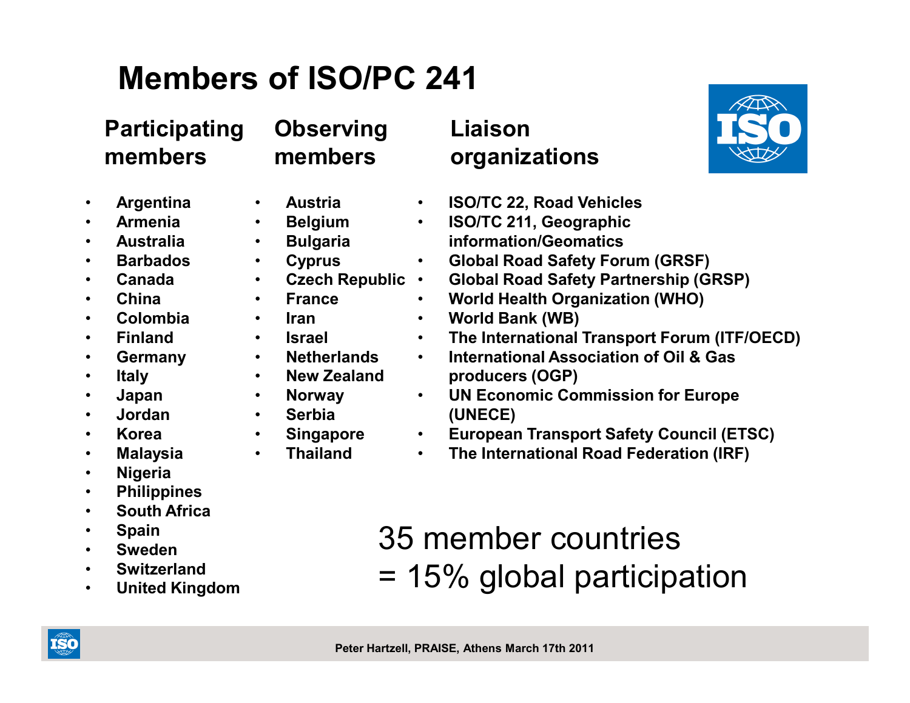# Members of ISO/PC 241

### Participating members

- Argentina
- Armenia
- Australia
- Barbados
- Canada
- China
- Colombia
- Finland
- Germany
- Italy
- Japan
- Jordan
- Korea
- Malaysia
- Nigeria
- Philippines
- South Africa
- Spain
- Sweden
- Switzerland
- United Kingdom

### Observing members

- Austria
- Belgium
- Bulgaria
- Cyprus
- Czech Republic
- France
- Iran
- Israel
- Netherlands
- New Zealand
- Norway
- Serbia
- Singapore
- Thailand

### Liaison organizations

- ISO/TC 22, Road Vehicles
- ISO/TC 211, Geographic information/Geomatics
- Global Road Safety Forum (GRSF)
- Global Road Safety Partnership (GRSP)
- World Health Organization (WHO)
- World Bank (WB)
- The International Transport Forum (ITF/OECD)
- International Association of Oil & Gas producers (OGP)
- UN Economic Commission for Europe (UNECE)
- European Transport Safety Council (ETSC)
- The International Road Federation (IRF)

35 member countries
= 15% global participation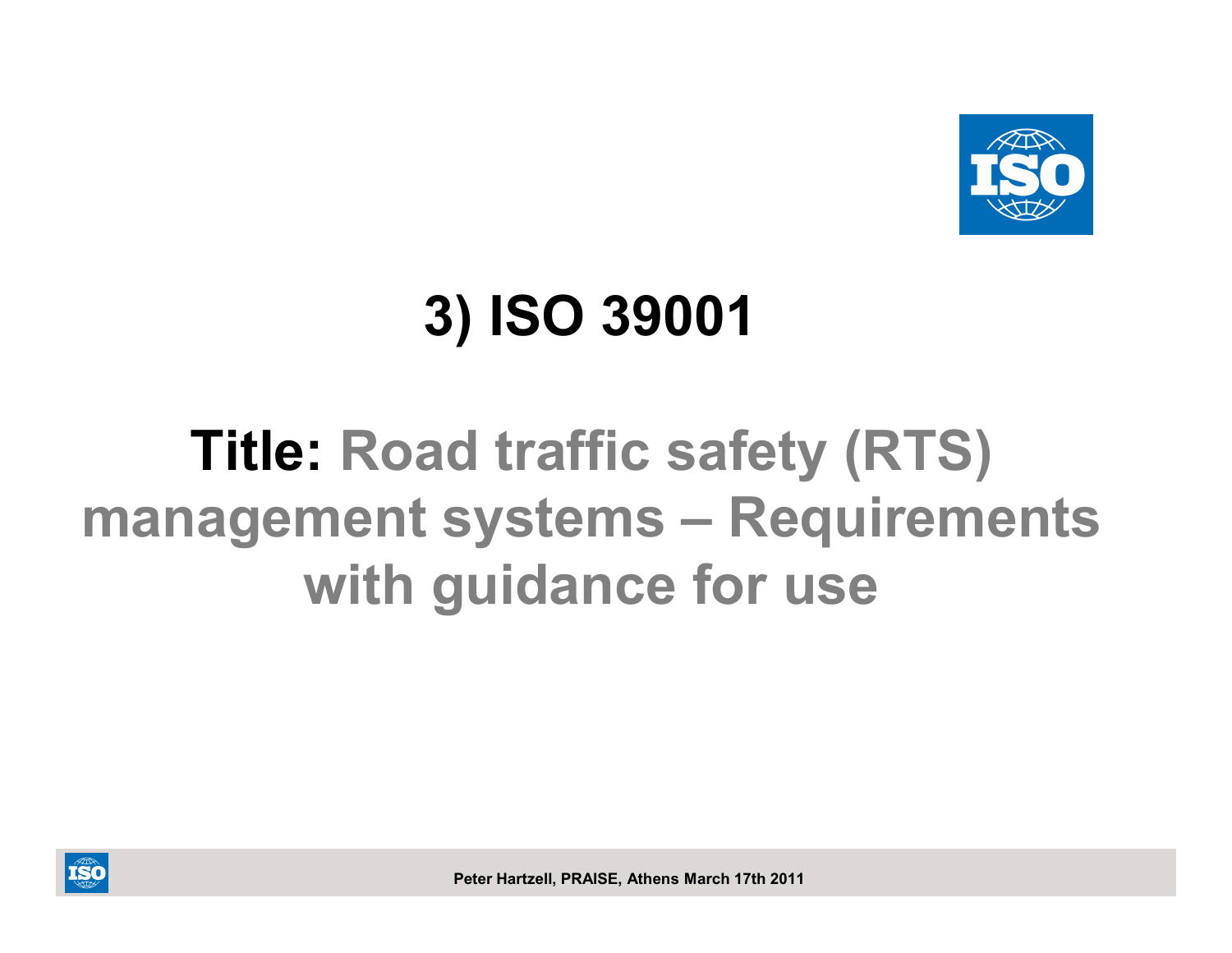# 3) ISO 39001

**Title:** Road traffic safety (RTS) management systems – Requirements with guidance for use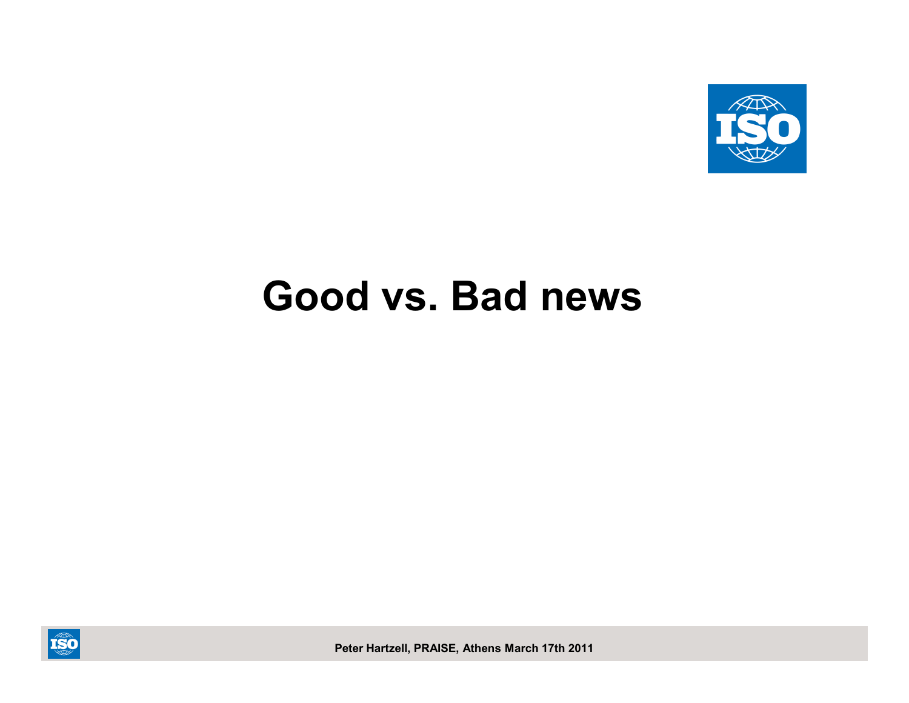# Good vs. Bad news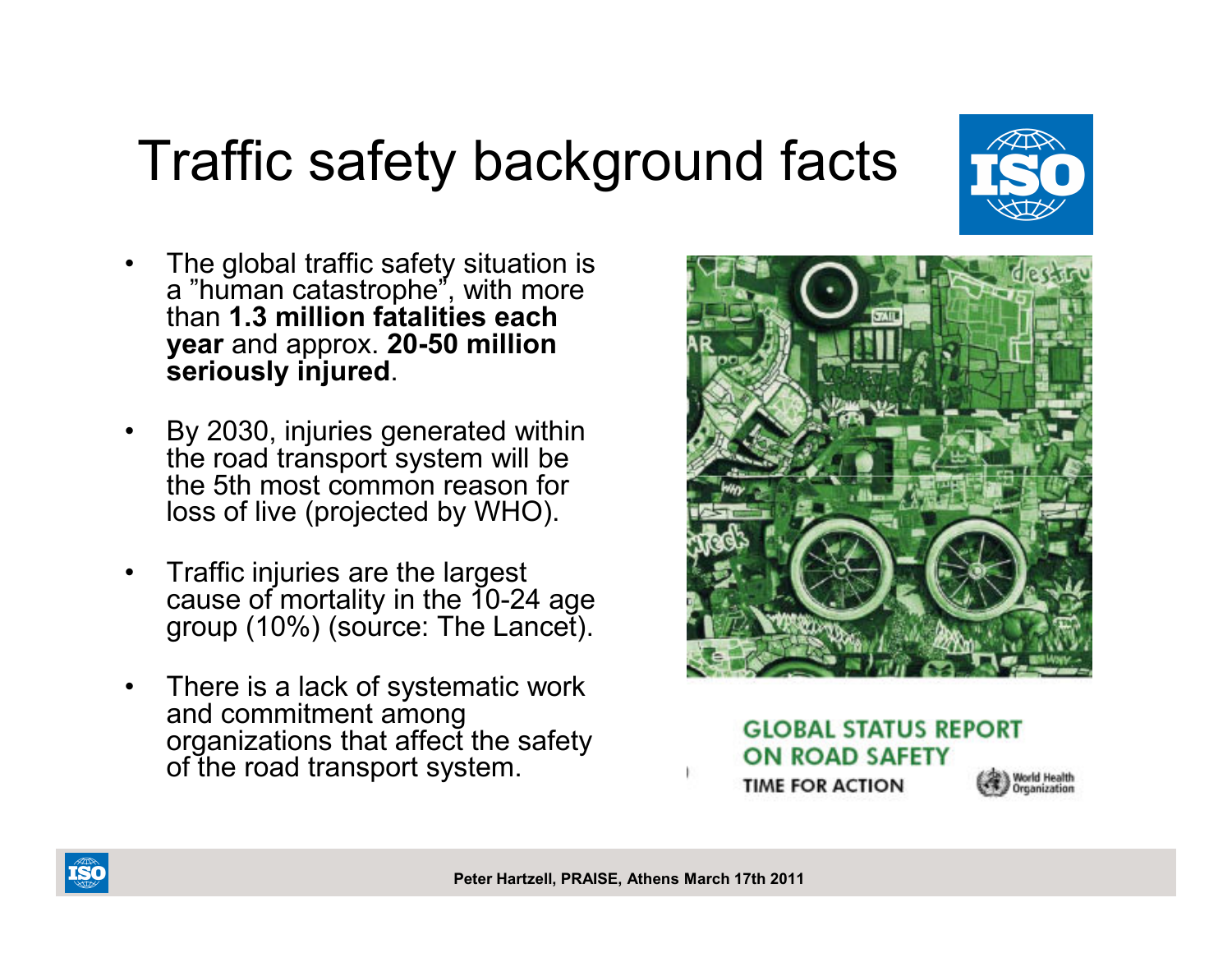# Traffic safety background facts

- The global traffic safety situation is a "human catastrophe", with more than **1.3 million fatalities each year** and approx. **20-50 million seriously injured**.
- By 2030, injuries generated within the road transport system will be the 5th most common reason for loss of live (projected by WHO).
- Traffic injuries are the largest cause of mortality in the 10-24 age group (10%) (source: The Lancet).
- There is a lack of systematic work and commitment among organizations that affect the safety of the road transport system.

GLOBAL STATUS REPORT ON ROAD SAFETY

TIME FOR ACTION

World Health Organization

Peter Hartzell, PRAISE, Athens March 17th 2011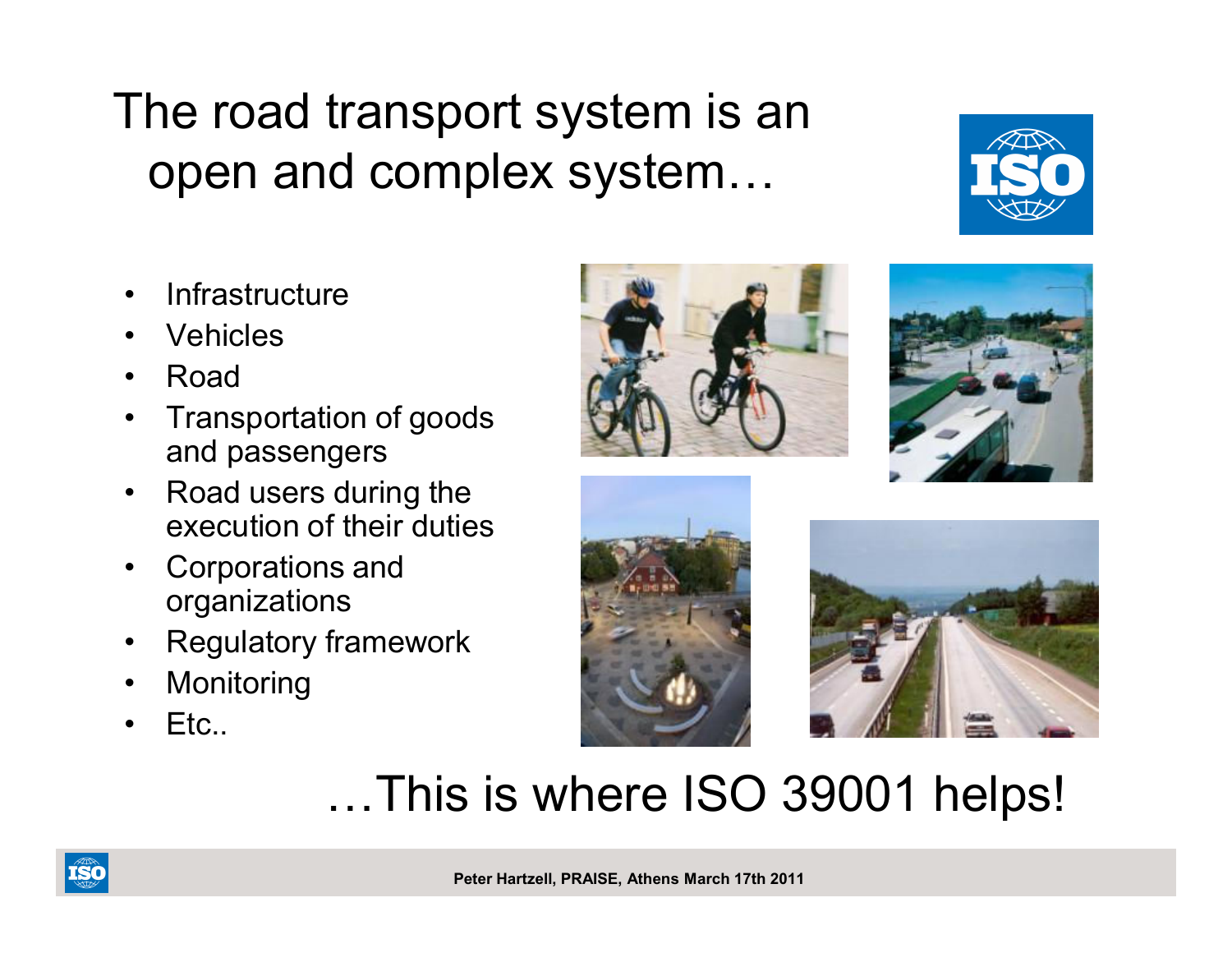# The road transport system is an open and complex system…

- Infrastructure
- Vehicles
- Road
- Transportation of goods and passengers
- Road users during the execution of their duties
- Corporations and organizations
- Regulatory framework
- Monitoring
- Etc..

## …This is where ISO 39001 helps!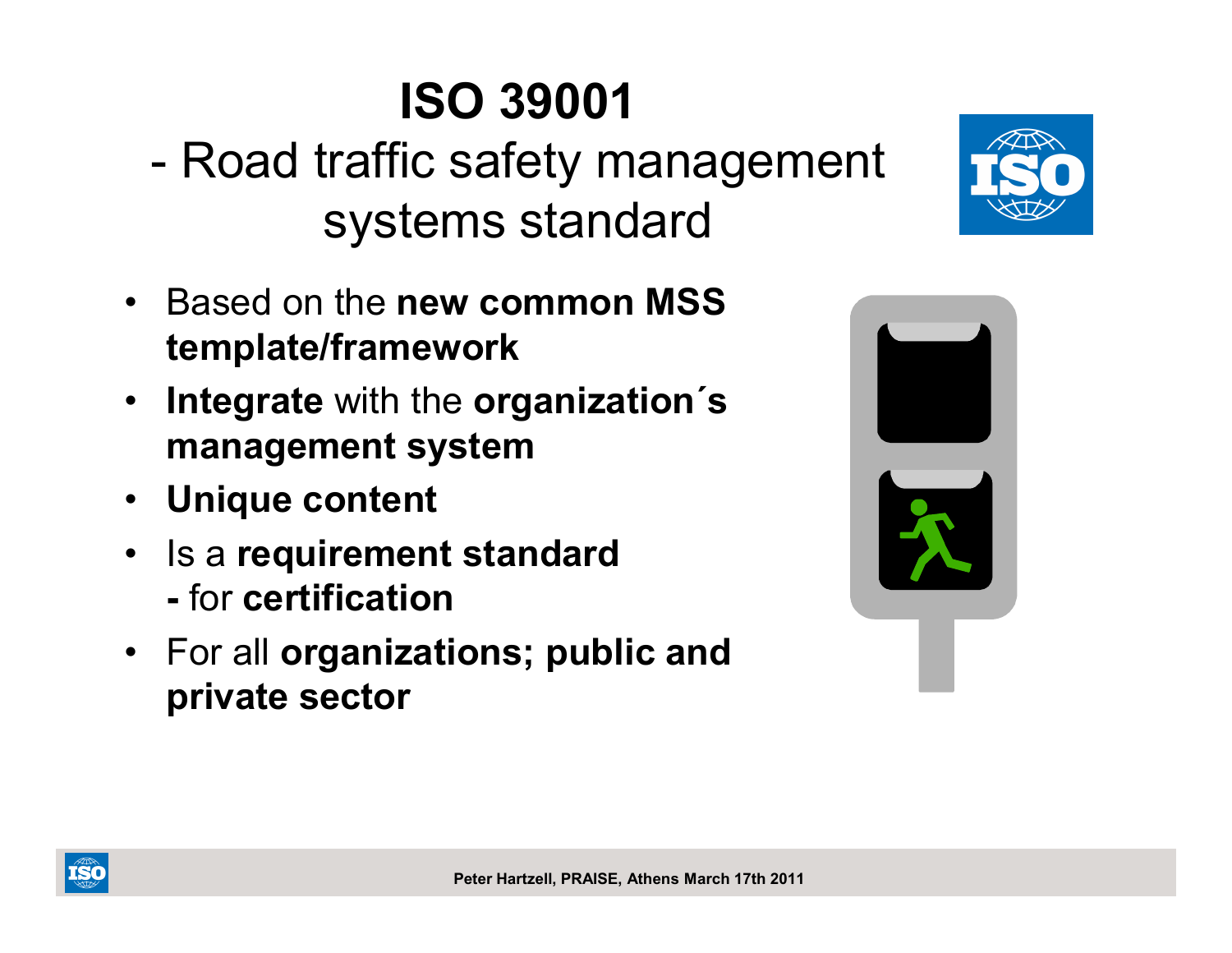# ISO 39001

## - Road traffic safety management systems standard

- Based on the **new common MSS template/framework**
- **Integrate** with the **organization´s management system**
- **Unique content**
- Is a **requirement standard** **-** for **certification**
- For all **organizations; public and private sector**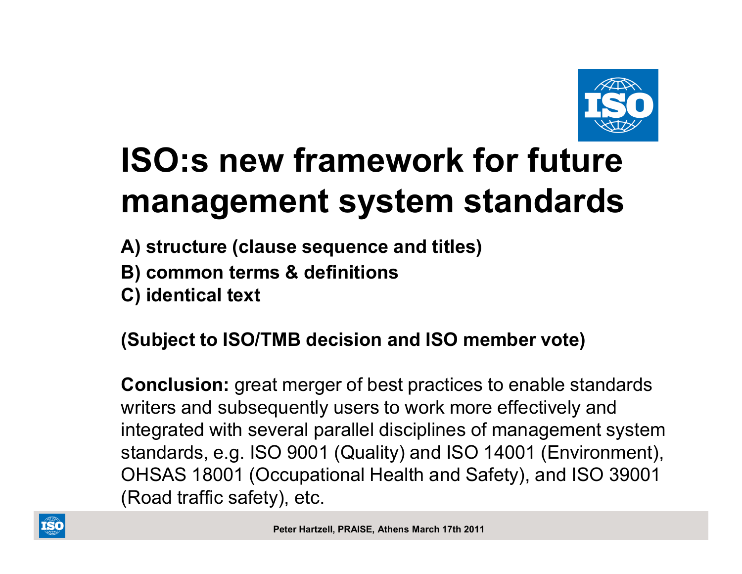# ISO:s new framework for future management system standards

**A) structure (clause sequence and titles)**
**B) common terms & definitions**
**C) identical text**

**(Subject to ISO/TMB decision and ISO member vote)**

**Conclusion:** great merger of best practices to enable standards writers and subsequently users to work more effectively and integrated with several parallel disciplines of management system standards, e.g. ISO 9001 (Quality) and ISO 14001 (Environment), OHSAS 18001 (Occupational Health and Safety), and ISO 39001 (Road traffic safety), etc.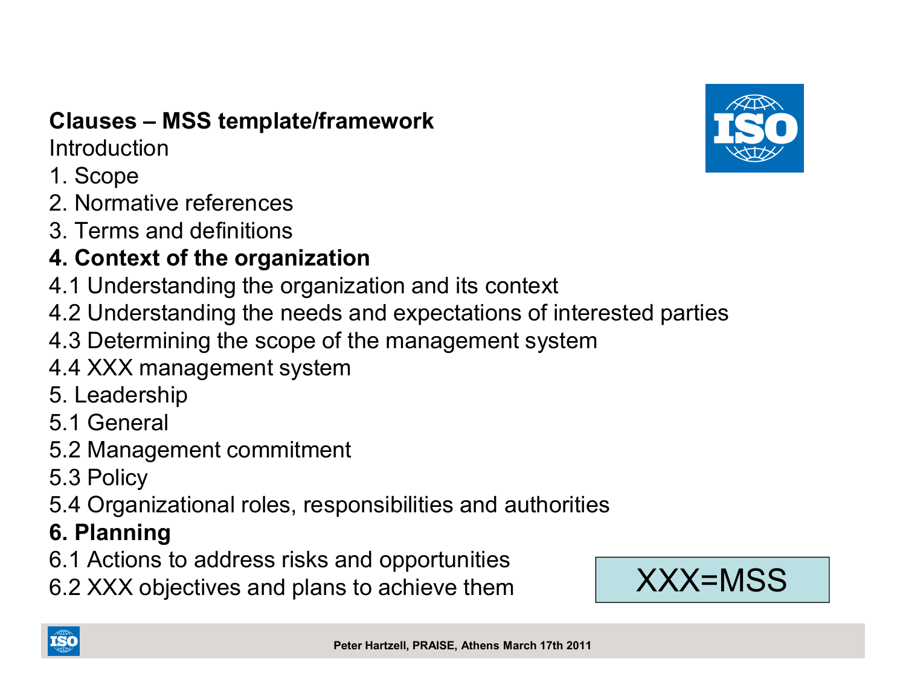**Clauses – MSS template/framework**

Introduction

1. Scope

2. Normative references

3. Terms and definitions

**4. Context of the organization**

4.1 Understanding the organization and its context

4.2 Understanding the needs and expectations of interested parties

4.3 Determining the scope of the management system

4.4 XXX management system

5. Leadership

5.1 General

5.2 Management commitment

5.3 Policy

5.4 Organizational roles, responsibilities and authorities

**6. Planning**

6.1 Actions to address risks and opportunities

6.2 XXX objectives and plans to achieve them

XXX=MSS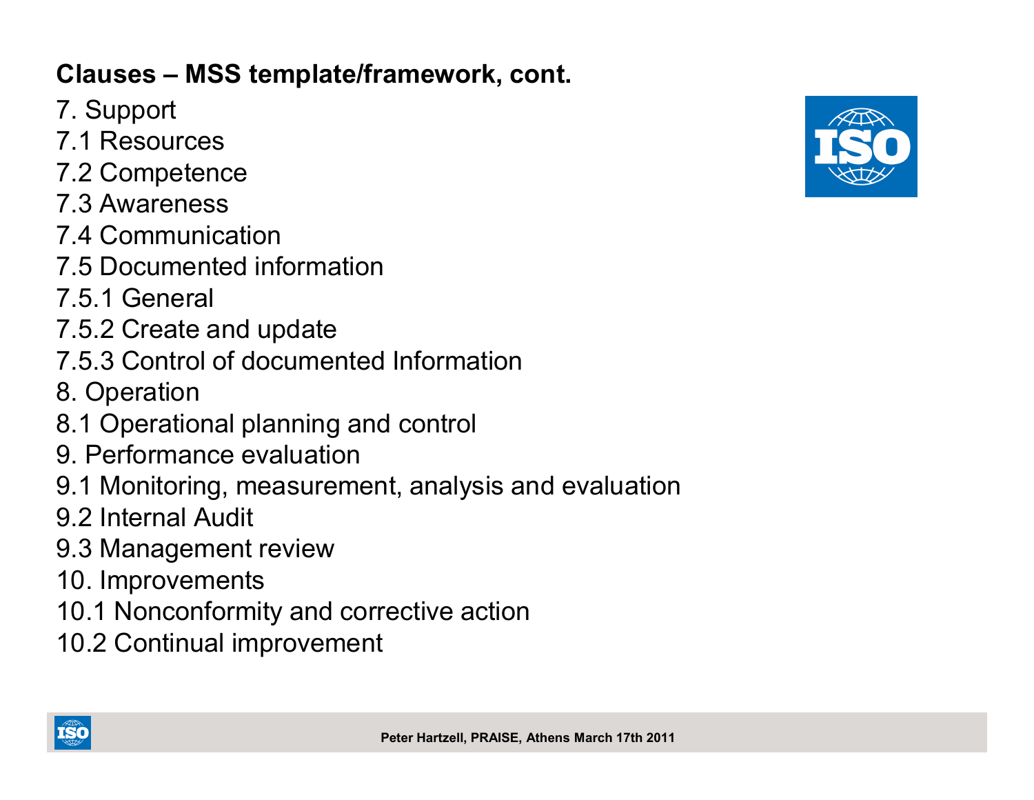## Clauses – MSS template/framework, cont.

7. Support
7.1 Resources
7.2 Competence
7.3 Awareness
7.4 Communication
7.5 Documented information
7.5.1 General
7.5.2 Create and update
7.5.3 Control of documented Information
8. Operation
8.1 Operational planning and control
9. Performance evaluation
9.1 Monitoring, measurement, analysis and evaluation
9.2 Internal Audit
9.3 Management review
10. Improvements
10.1 Nonconformity and corrective action
10.2 Continual improvement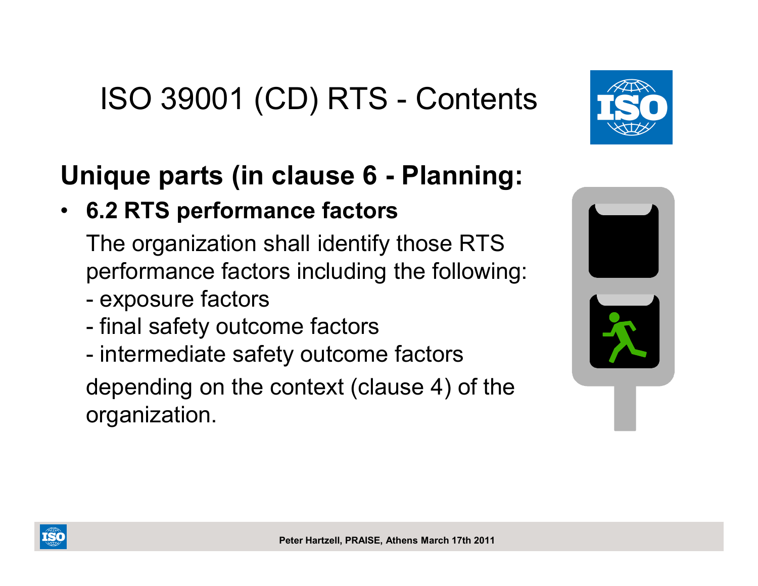# ISO 39001 (CD) RTS - Contents

## Unique parts (in clause 6 - Planning:

- **6.2 RTS performance factors**

  The organization shall identify those RTS performance factors including the following:

  - exposure factors
  - final safety outcome factors
  - intermediate safety outcome factors

  depending on the context (clause 4) of the organization.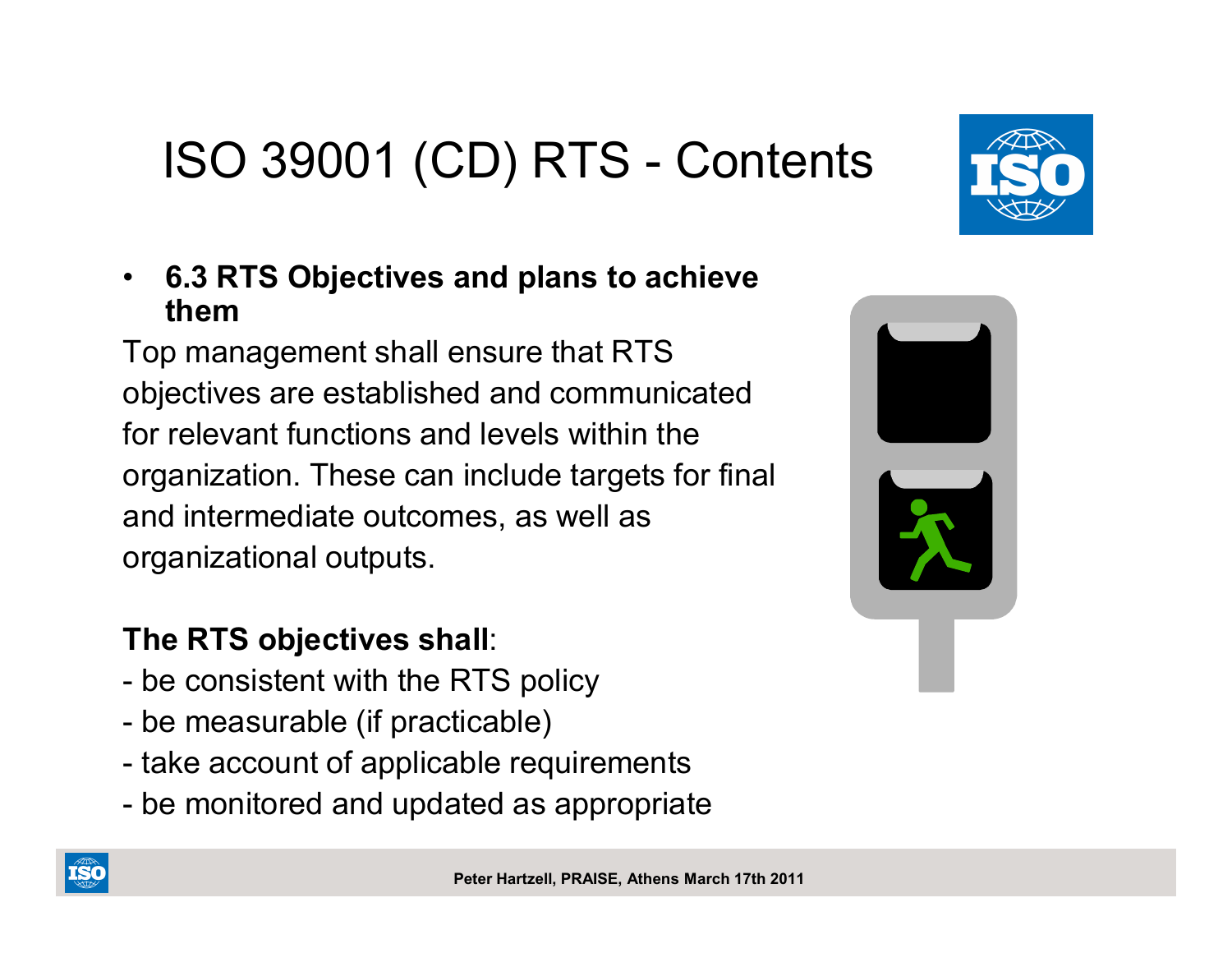# ISO 39001 (CD) RTS - Contents

- **6.3 RTS Objectives and plans to achieve them**

Top management shall ensure that RTS objectives are established and communicated for relevant functions and levels within the organization. These can include targets for final and intermediate outcomes, as well as organizational outputs.

**The RTS objectives shall**:

- be consistent with the RTS policy
- be measurable (if practicable)
- take account of applicable requirements
- be monitored and updated as appropriate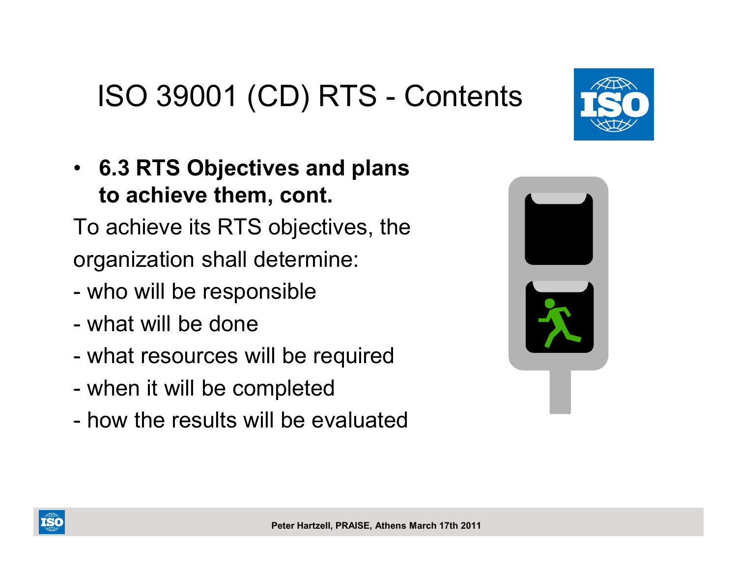# ISO 39001 (CD) RTS - Contents

- **6.3 RTS Objectives and plans to achieve them, cont.**

To achieve its RTS objectives, the organization shall determine:

- who will be responsible
- what will be done
- what resources will be required
- when it will be completed
- how the results will be evaluated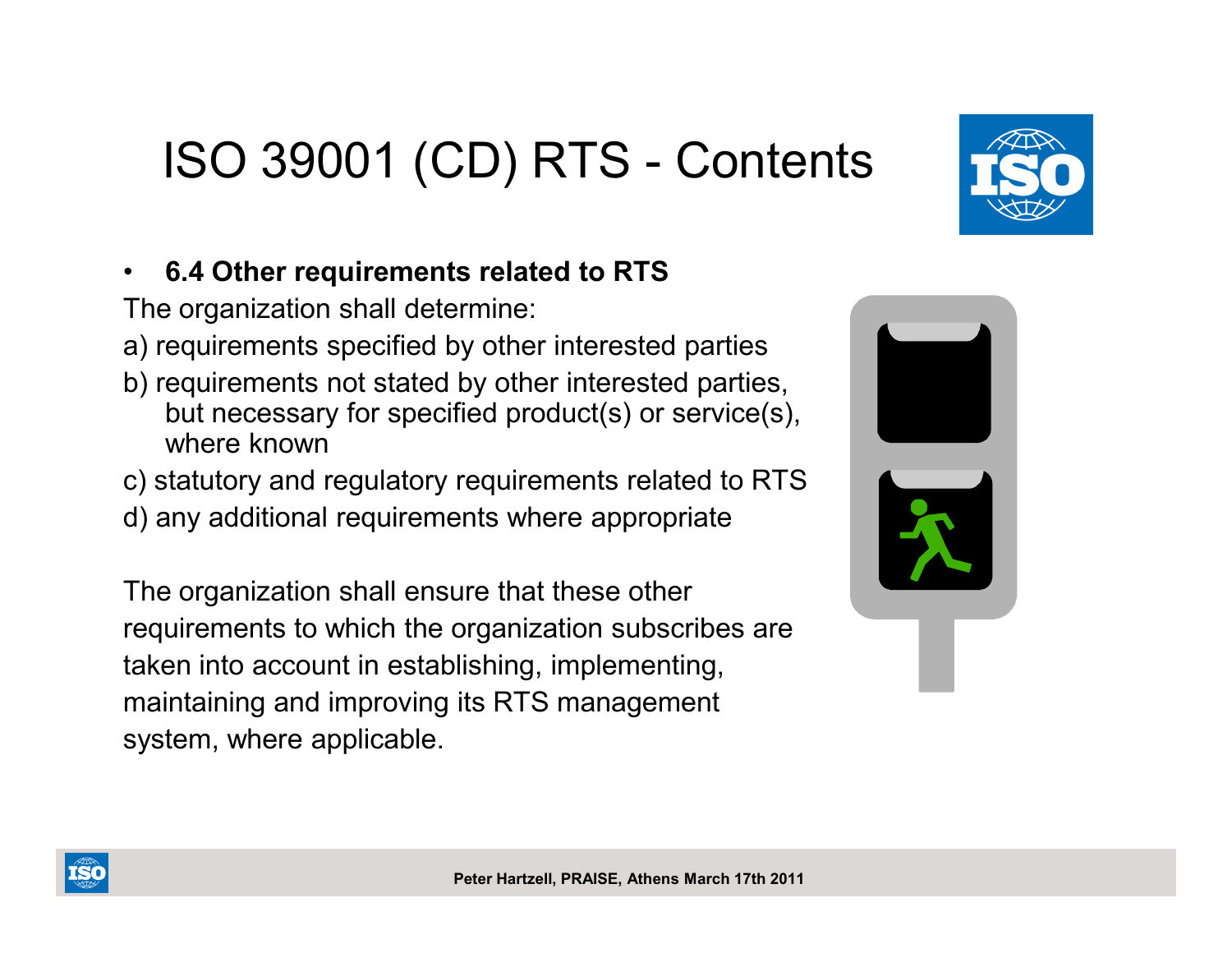# ISO 39001 (CD) RTS - Contents

- **6.4 Other requirements related to RTS**

The organization shall determine:

a) requirements specified by other interested parties

b) requirements not stated by other interested parties, but necessary for specified product(s) or service(s), where known

c) statutory and regulatory requirements related to RTS

d) any additional requirements where appropriate

The organization shall ensure that these other requirements to which the organization subscribes are taken into account in establishing, implementing, maintaining and improving its RTS management system, where applicable.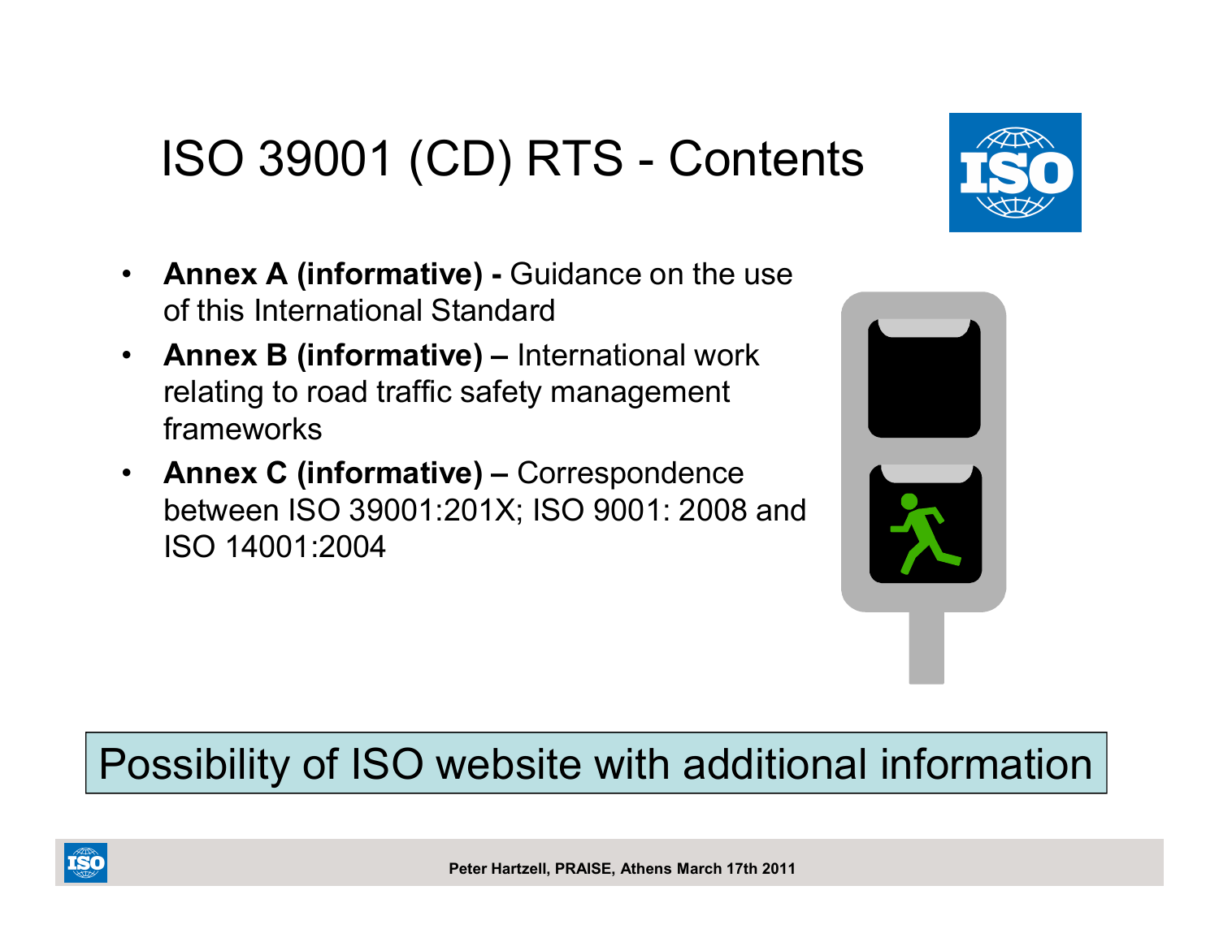# ISO 39001 (CD) RTS - Contents

- **Annex A (informative) -** Guidance on the use of this International Standard
- **Annex B (informative) –** International work relating to road traffic safety management frameworks
- **Annex C (informative) –** Correspondence between ISO 39001:201X; ISO 9001: 2008 and ISO 14001:2004

Possibility of ISO website with additional information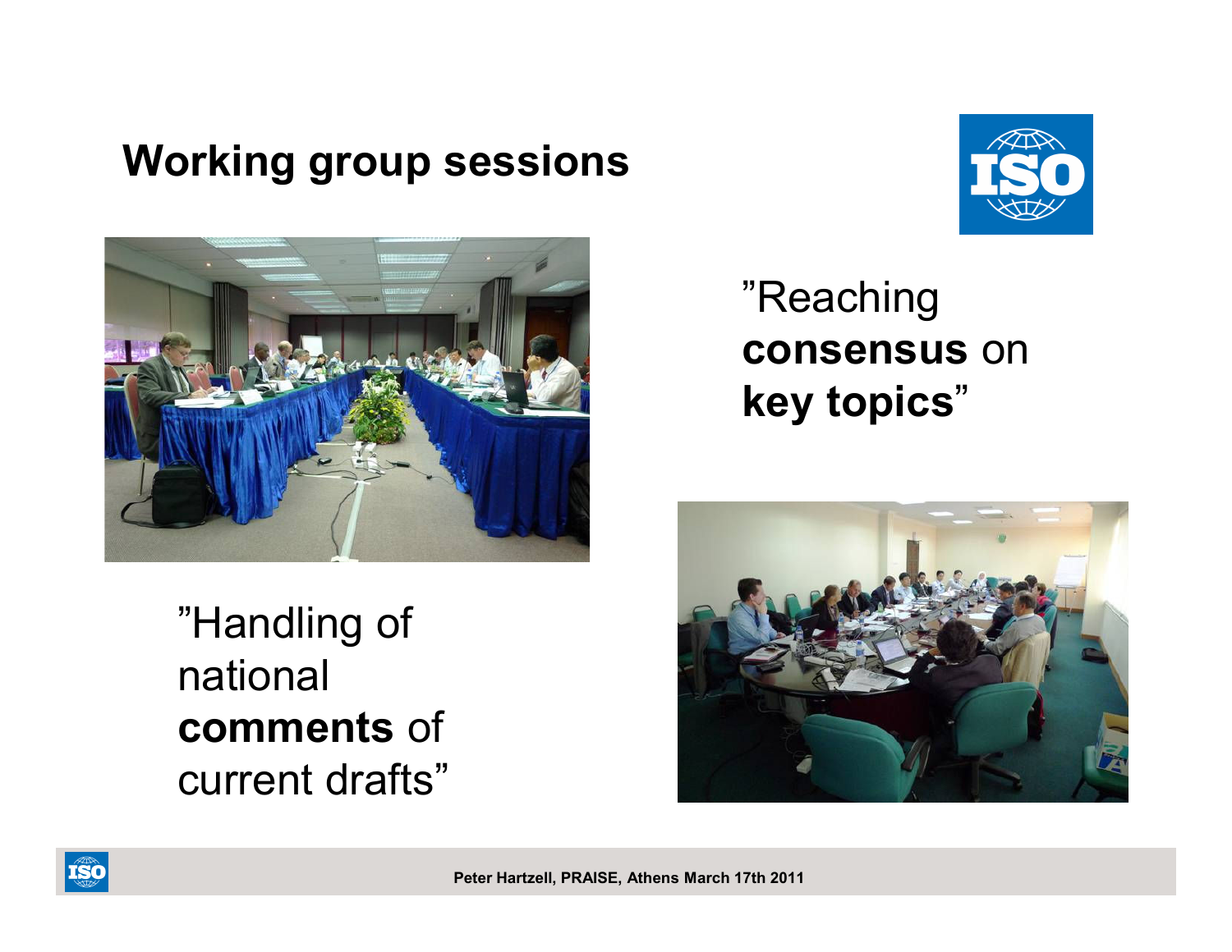# Working group sessions

”Reaching **consensus** on **key topics**”

”Handling of national **comments** of current drafts”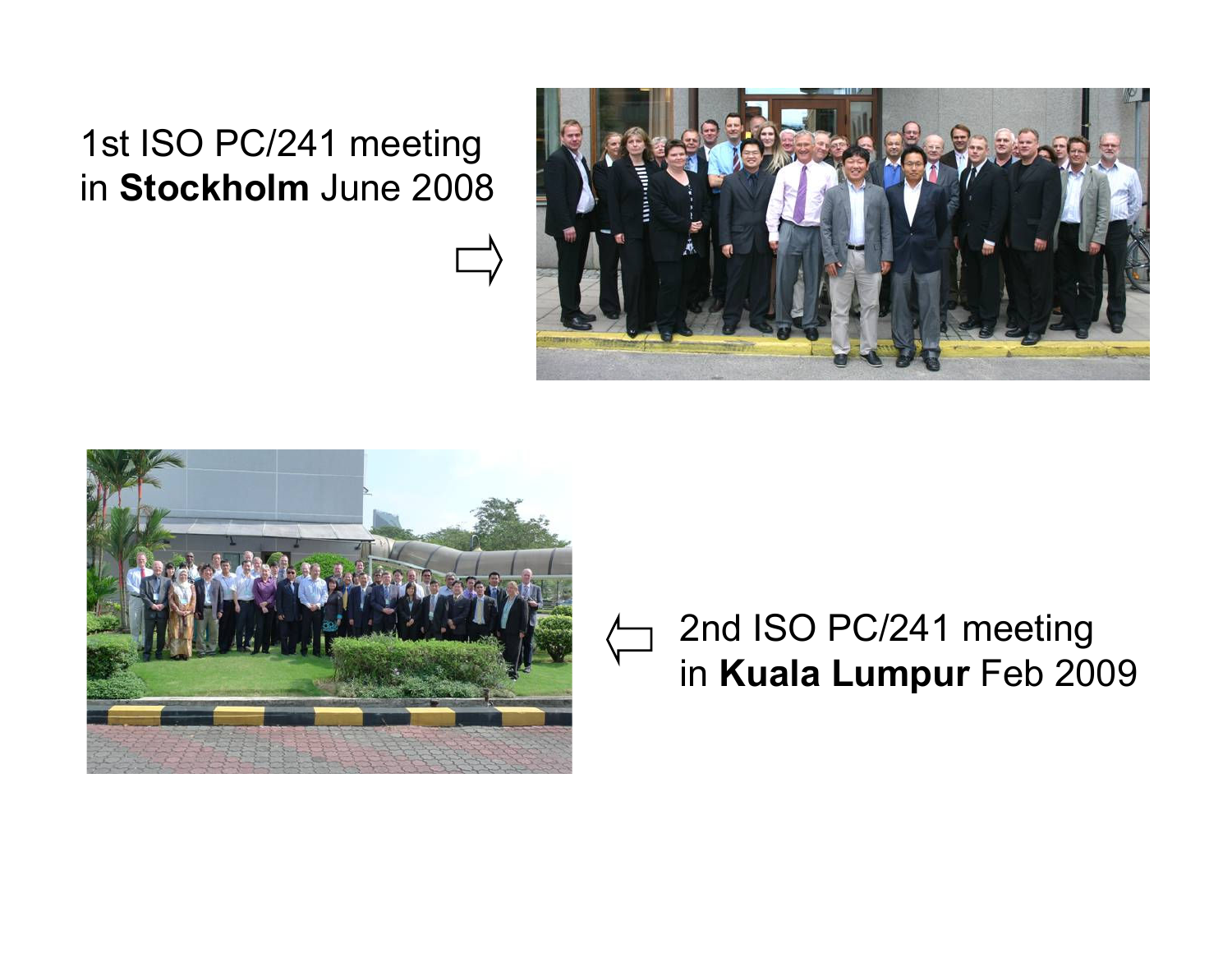1st ISO PC/241 meeting
in **Stockholm** June 2008

2nd ISO PC/241 meeting
in **Kuala Lumpur** Feb 2009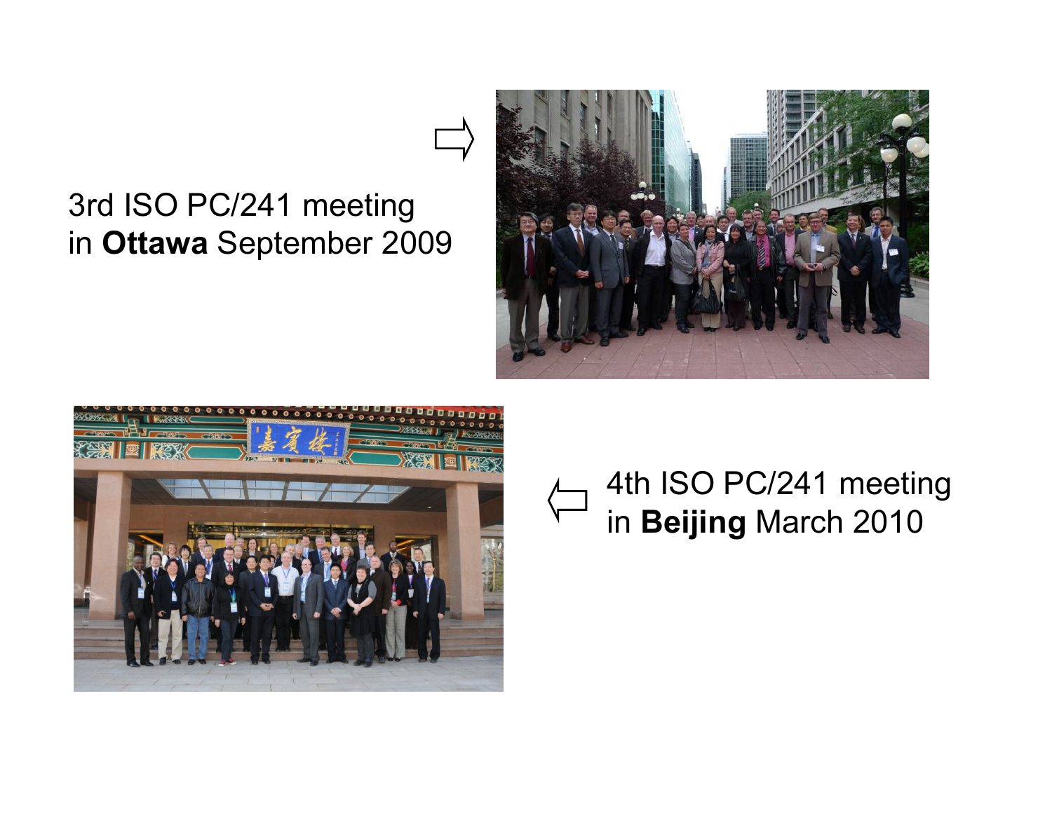3rd ISO PC/241 meeting
in **Ottawa** September 2009

4th ISO PC/241 meeting
in **Beijing** March 2010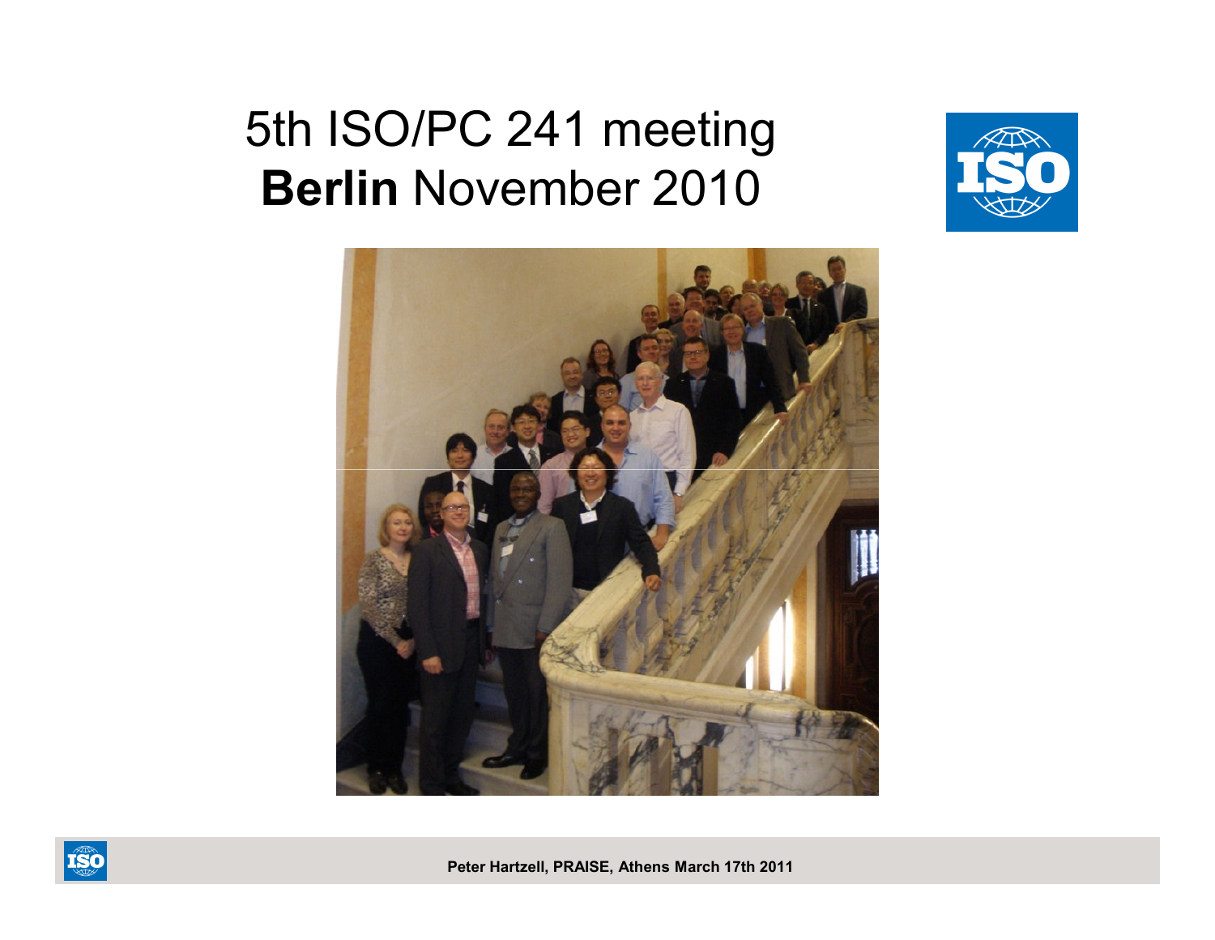# 5th ISO/PC 241 meeting
# **Berlin** November 2010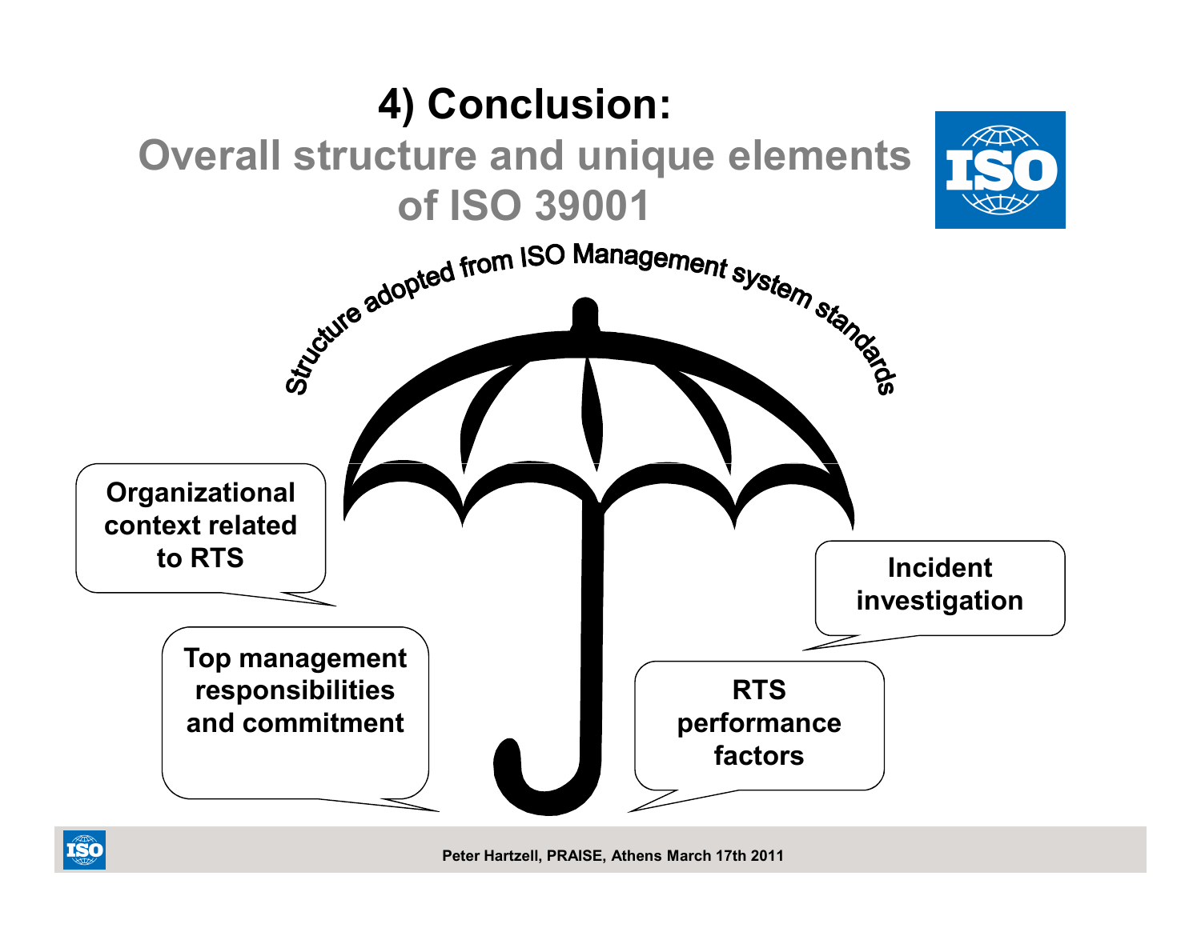# 4) Conclusion:

## Overall structure and unique elements of ISO 39001

Structure adopted from ISO Management system standards

Organizational context related to RTS

Top management responsibilities and commitment

Incident investigation

RTS performance factors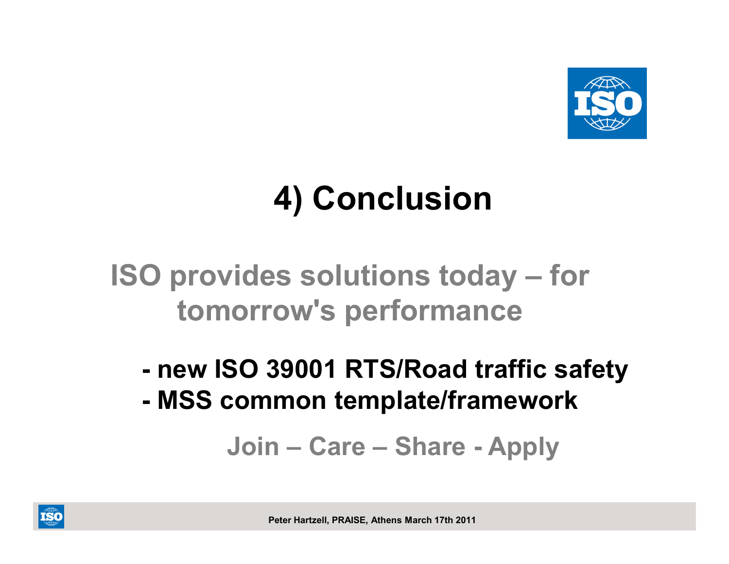# 4) Conclusion

**ISO provides solutions today – for tomorrow's performance**

- **new ISO 39001 RTS/Road traffic safety**
- **MSS common template/framework**

**Join – Care – Share - Apply**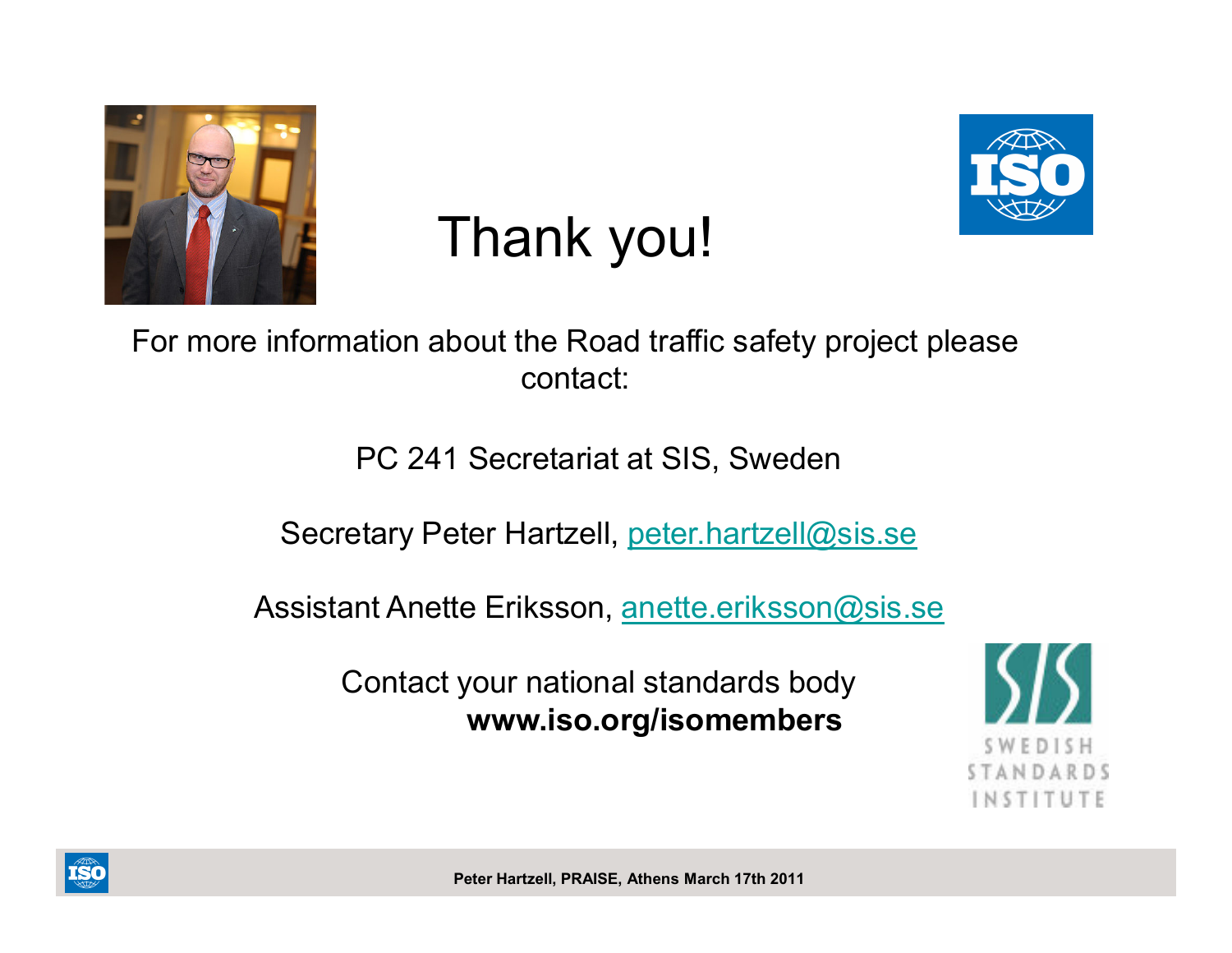# Thank you!

For more information about the Road traffic safety project please contact:

PC 241 Secretariat at SIS, Sweden

Secretary Peter Hartzell, peter.hartzell@sis.se

Assistant Anette Eriksson, anette.eriksson@sis.se

Contact your national standards body
**www.iso.org/isomembers**